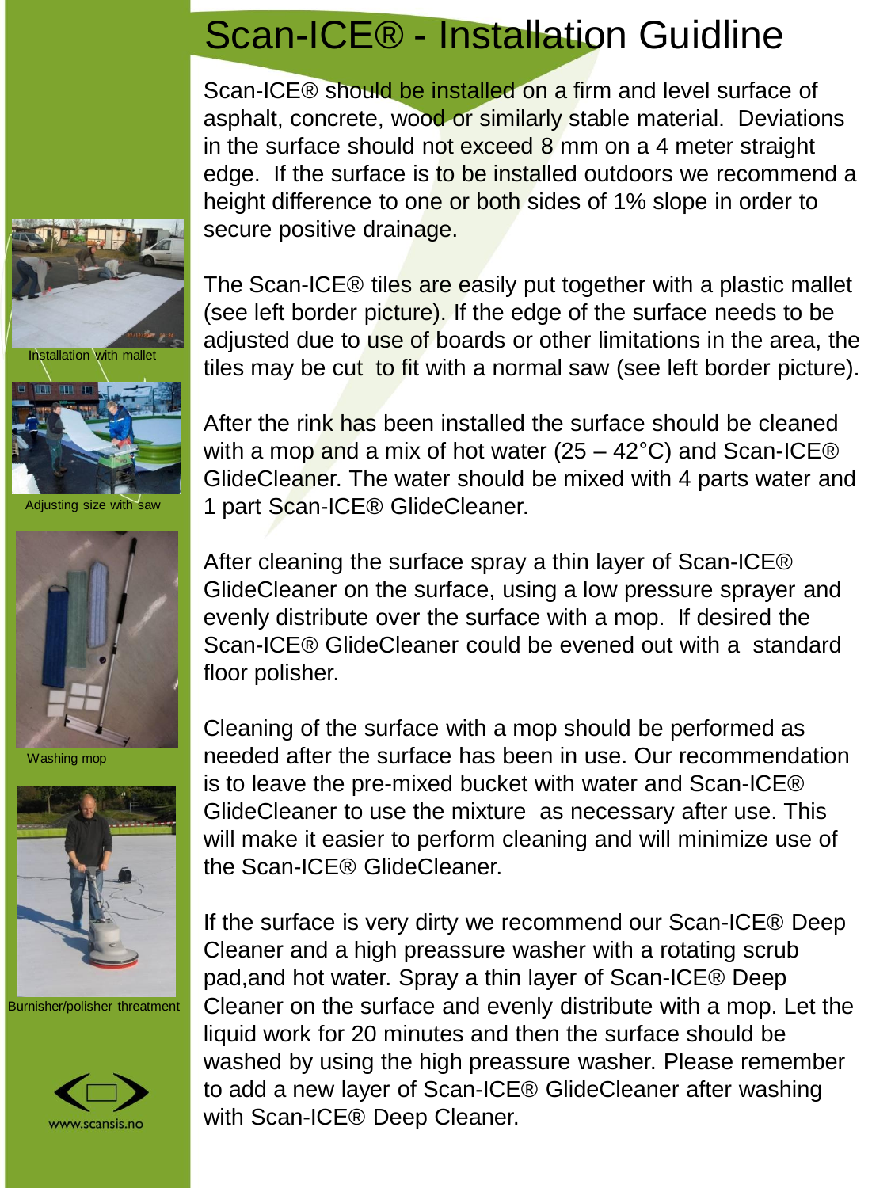# Scan-ICE® - Installation Guidline

Scan-ICE® should be installed on a firm and level surface of asphalt, concrete, wood or similarly stable material. Deviations in the surface should not exceed 8 mm on a 4 meter straight edge. If the surface is to be installed outdoors we recommend a height difference to one or both sides of 1% slope in order to secure positive drainage.

The Scan-ICE® tiles are easily put together with a plastic mallet (see left border picture). If the edge of the surface needs to be adjusted due to use of boards or other limitations in the area, the tiles may be cut to fit with a normal saw (see left border picture).

After the rink has been installed the surface should be cleaned with a mop and a mix of hot water (25 – 42°C) and Scan-ICE® GlideCleaner. The water should be mixed with 4 parts water and 1 part Scan-ICE® GlideCleaner.

After cleaning the surface spray a thin layer of Scan-ICE® GlideCleaner on the surface, using a low pressure sprayer and evenly distribute over the surface with a mop. If desired the Scan-ICE® GlideCleaner could be evened out with a standard floor polisher.

Cleaning of the surface with a mop should be performed as needed after the surface has been in use. Our recommendation is to leave the pre-mixed bucket with water and Scan-ICE® GlideCleaner to use the mixture as necessary after use. This will make it easier to perform cleaning and will minimize use of the Scan-ICE® GlideCleaner.

If the surface is very dirty we recommend our Scan-ICE® Deep Cleaner and a high preassure washer with a rotating scrub pad,and hot water. Spray a thin layer of Scan-ICE® Deep Cleaner on the surface and evenly distribute with a mop. Let the liquid work for 20 minutes and then the surface should be washed by using the high preassure washer. Please remember to add a new layer of Scan-ICE® GlideCleaner after washing with Scan-ICE® Deep Cleaner.

Installation with mallet

Adjusting size with saw

Washing mop

Burnisher/polisher threatment

www.scansis.no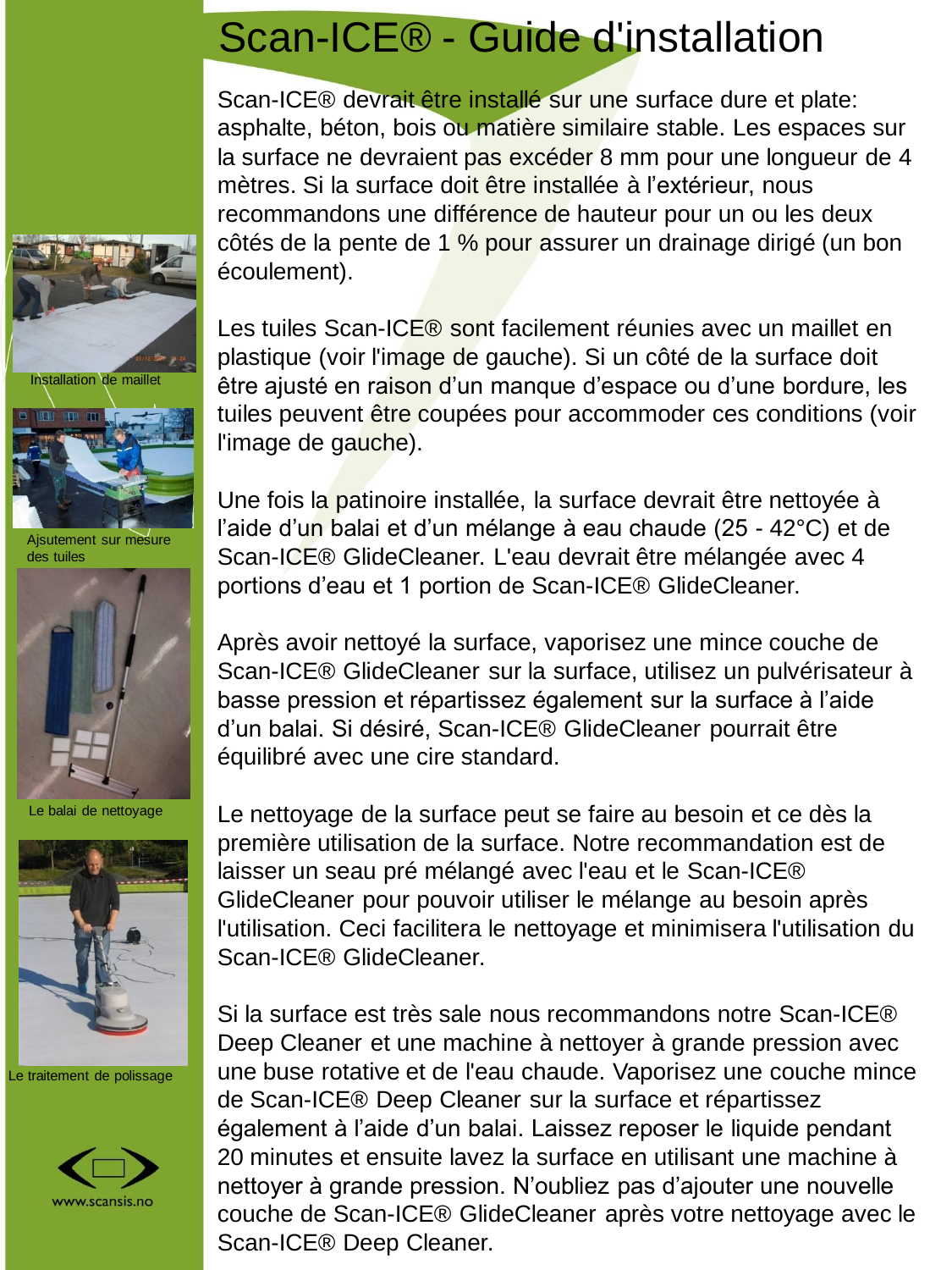# Scan-ICE® - Guide d'installation

Scan-ICE® devrait être installé sur une surface dure et plate: asphalte, béton, bois ou matière similaire stable. Les espaces sur la surface ne devraient pas excéder 8 mm pour une longueur de 4 mètres. Si la surface doit être installée à l'extérieur, nous recommandons une différence de hauteur pour un ou les deux côtés de la pente de 1 % pour assurer un drainage dirigé (un bon écoulement).

Les tuiles Scan-ICE® sont facilement réunies avec un maillet en plastique (voir l'image de gauche). Si un côté de la surface doit être ajusté en raison d'un manque d'espace ou d'une bordure, les tuiles peuvent être coupées pour accommoder ces conditions (voir l'image de gauche).

Une fois la patinoire installée, la surface devrait être nettoyée à l'aide d'un balai et d'un mélange à eau chaude (25 - 42°C) et de Scan-ICE® GlideCleaner. L'eau devrait être mélangée avec 4 portions d'eau et 1 portion de Scan-ICE® GlideCleaner.

Après avoir nettoyé la surface, vaporisez une mince couche de Scan-ICE® GlideCleaner sur la surface, utilisez un pulvérisateur à basse pression et répartissez également sur la surface à l'aide d'un balai. Si désiré, Scan-ICE® GlideCleaner pourrait être équilibré avec une cire standard.

Le nettoyage de la surface peut se faire au besoin et ce dès la première utilisation de la surface. Notre recommandation est de laisser un seau pré mélangé avec l'eau et le Scan-ICE® GlideCleaner pour pouvoir utiliser le mélange au besoin après l'utilisation. Ceci facilitera le nettoyage et minimisera l'utilisation du Scan-ICE® GlideCleaner.

Si la surface est très sale nous recommandons notre Scan-ICE® Deep Cleaner et une machine à nettoyer à grande pression avec une buse rotative et de l'eau chaude. Vaporisez une couche mince de Scan-ICE® Deep Cleaner sur la surface et répartissez également à l'aide d'un balai. Laissez reposer le liquide pendant 20 minutes et ensuite lavez la surface en utilisant une machine à nettoyer à grande pression. N'oubliez pas d'ajouter une nouvelle couche de Scan-ICE® GlideCleaner après votre nettoyage avec le Scan-ICE® Deep Cleaner.

Installation de maillet

Ajustement sur mesure des tuiles

Le balai de nettoyage

Le traitement de polissage

www.scansis.no